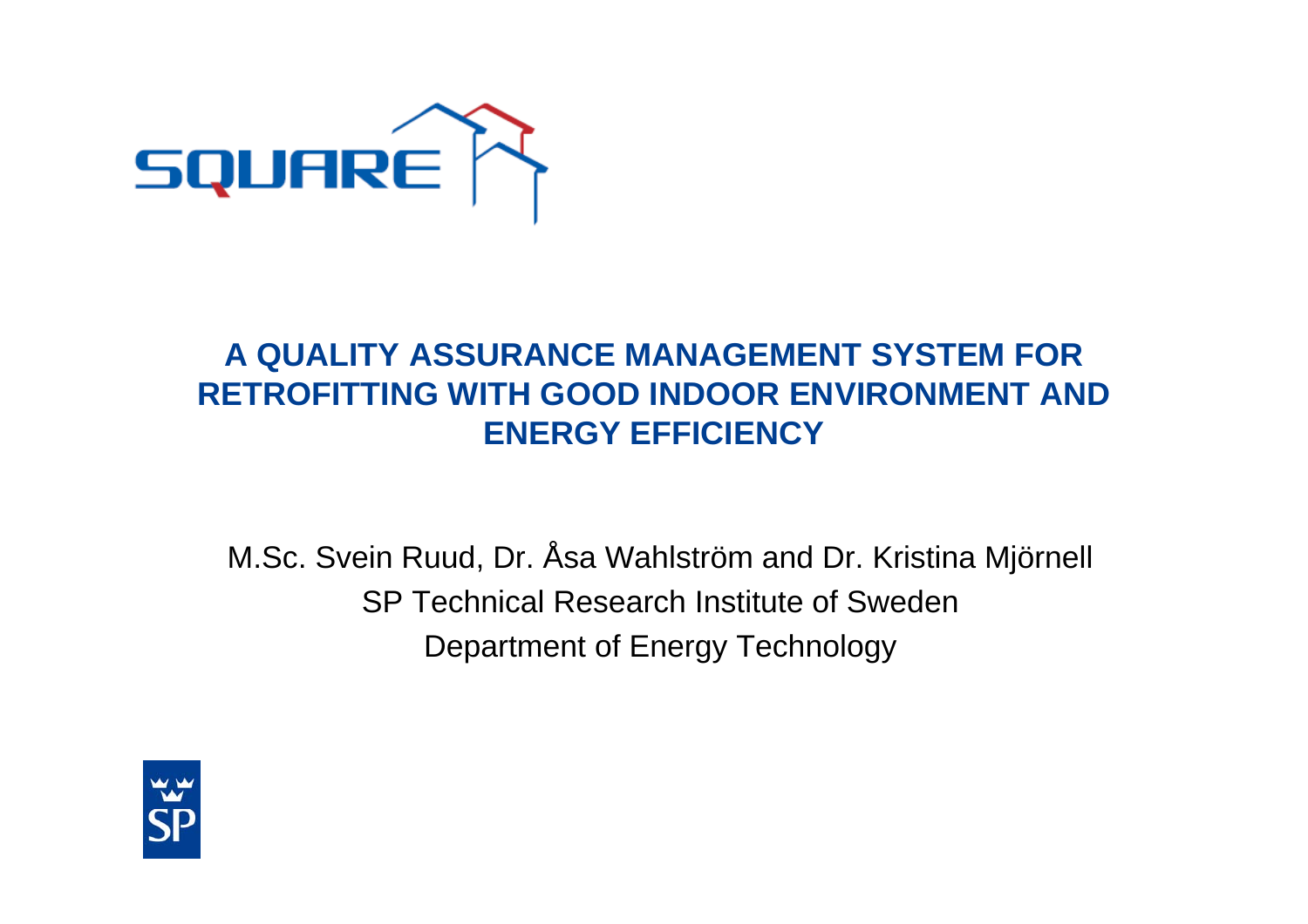SQUARE

# A QUALITY ASSURANCE MANAGEMENT SYSTEM FOR RETROFITTING WITH GOOD INDOOR ENVIRONMENT AND ENERGY EFFICIENCY

M.Sc. Svein Ruud, Dr. Åsa Wahlström and Dr. Kristina Mjörnell

SP Technical Research Institute of Sweden

Department of Energy Technology

SP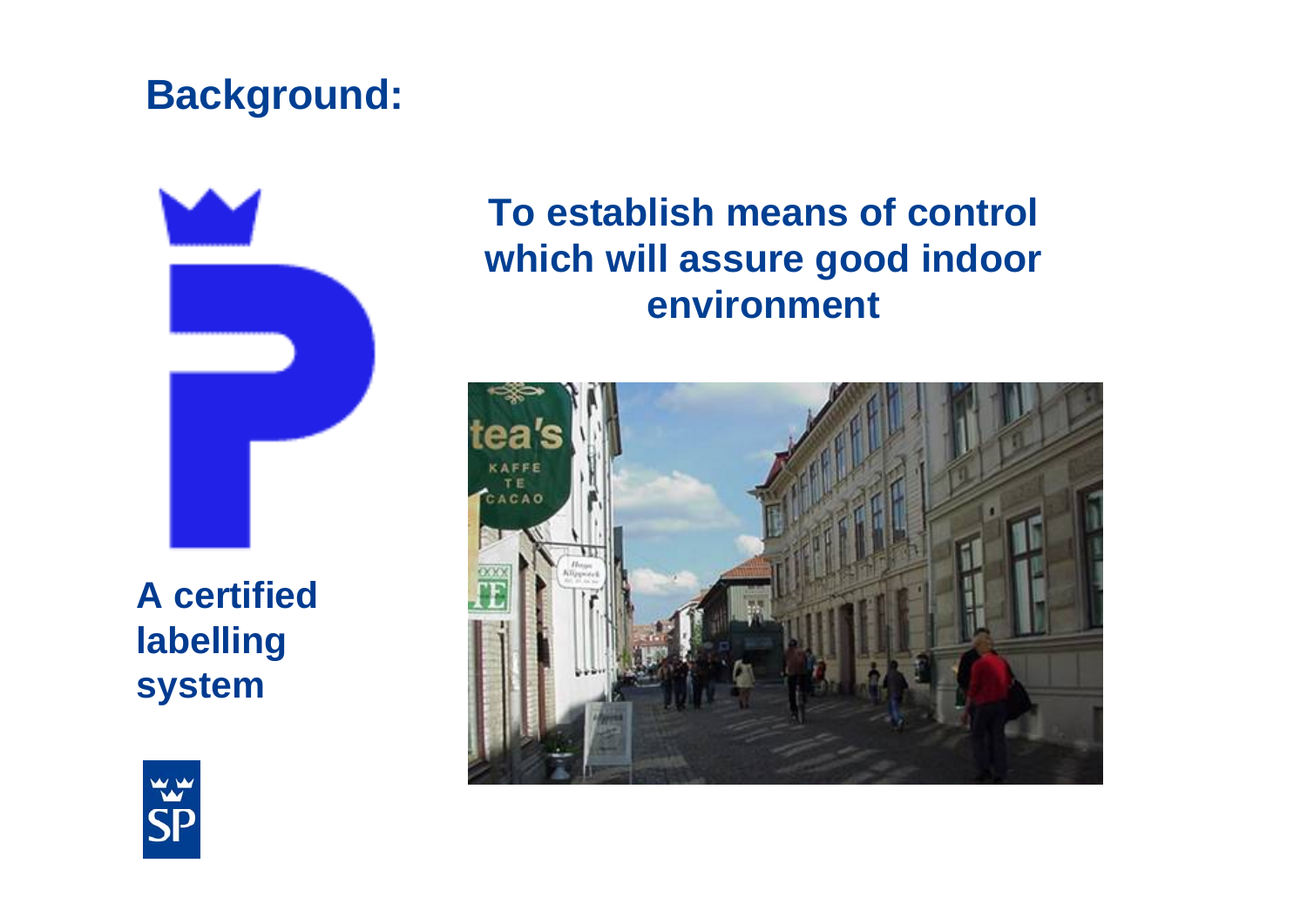## Background:

**To establish means of control which will assure good indoor environment**

**A certified labelling system**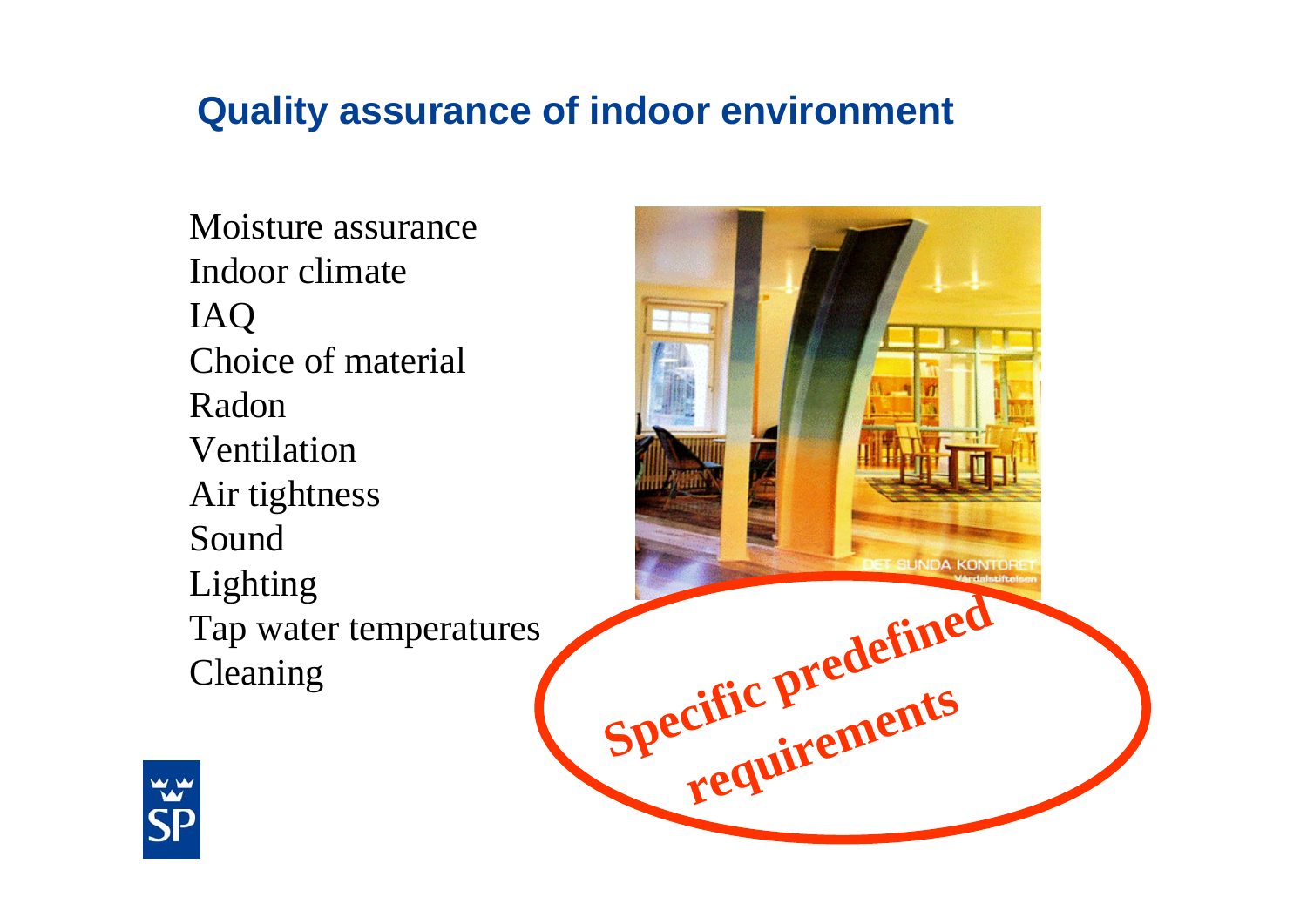## Quality assurance of indoor environment

Moisture assurance
Indoor climate
IAQ
Choice of material
Radon
Ventilation
Air tightness
Sound
Lighting
Tap water temperatures
Cleaning

**Specific predefined requirements**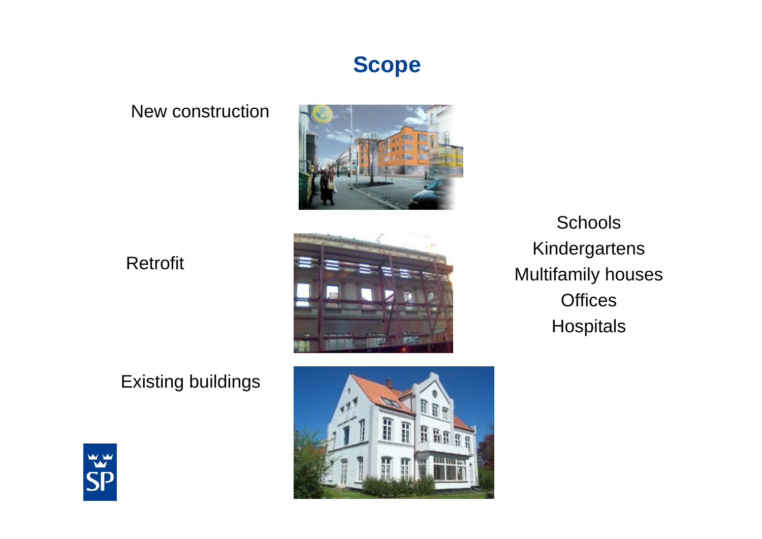# Scope

New construction

Retrofit

Existing buildings

Schools
Kindergartens
Multifamily houses
Offices
Hospitals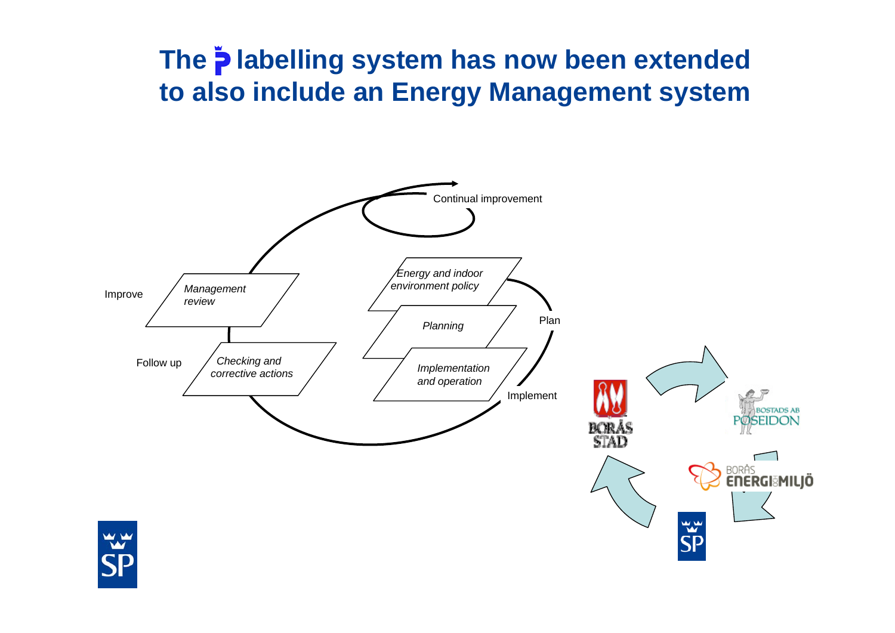# The P labelling system has now been extended to also include an Energy Management system

Continual improvement

Improve — *Management review*

*Energy and indoor environment policy*

Plan — *Planning*

*Implementation and operation* — Implement

Follow up — *Checking and corrective actions*

BORÅS STAD

BOSTADS AB POSEIDON

BORÅS ENERGI och MILJÖ

SP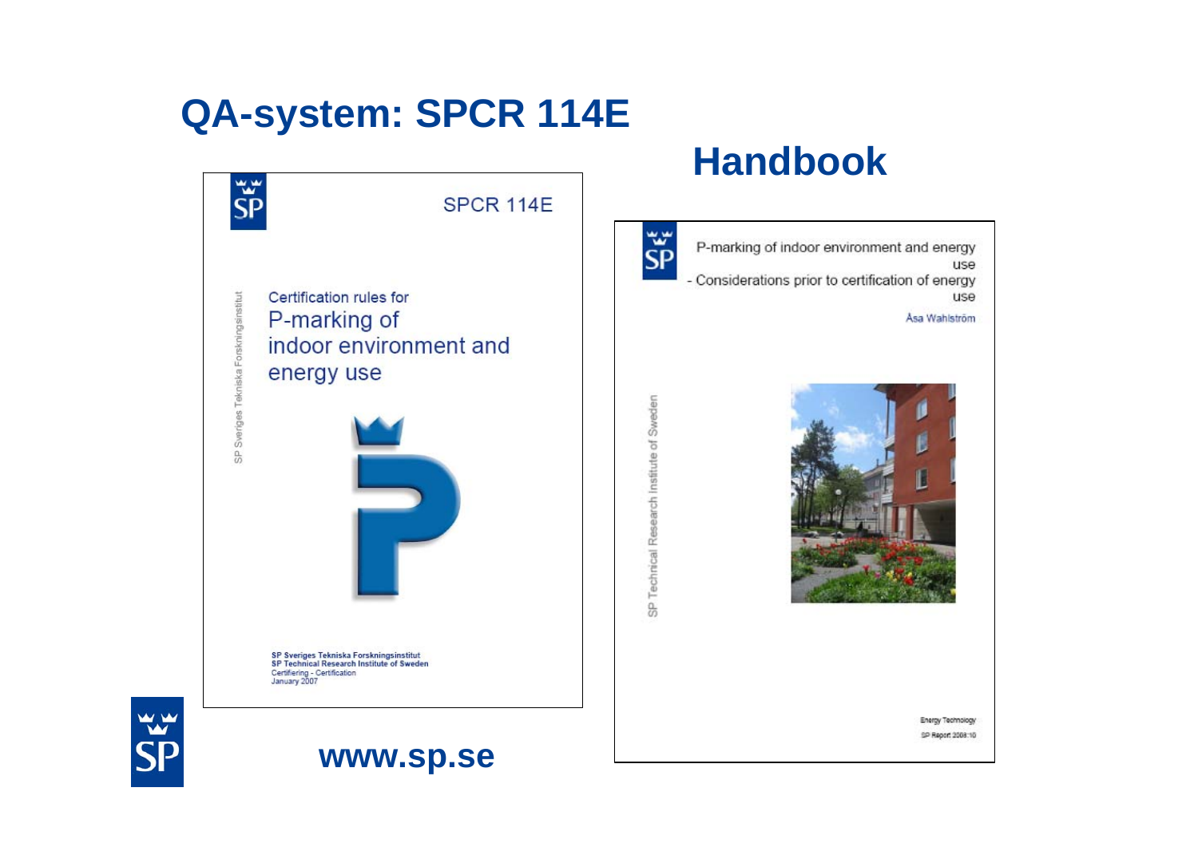# QA-system: SPCR 114E

SPCR 114E

SP Sveriges Tekniska Forskningsinstitut

Certification rules for

P-marking of indoor environment and energy use

SP Sveriges Tekniska Forskningsinstitut
SP Technical Research Institute of Sweden
Certifiering - Certification
January 2007

## Handbook

P-marking of indoor environment and energy use
- Considerations prior to certification of energy use

Åsa Wahlström

SP Technical Research Institute of Sweden

Energy Technology
SP Report 2008:10

**www.sp.se**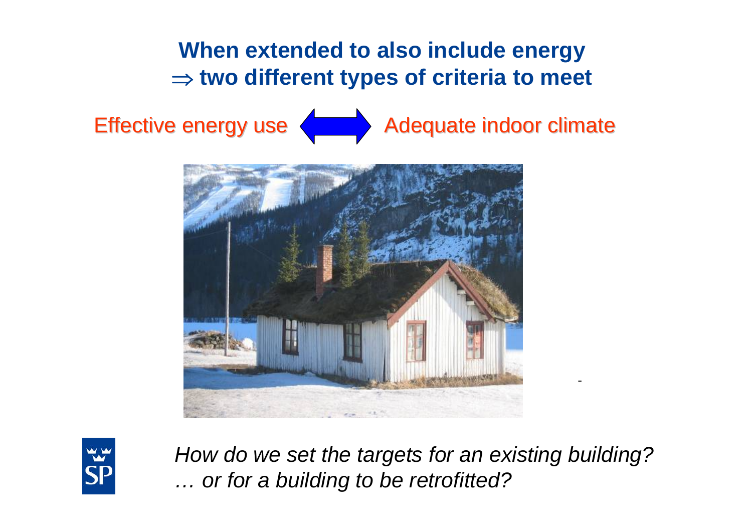## When extended to also include energy
## $\Rightarrow$ two different types of criteria to meet

Effective energy use ⟺ Adequate indoor climate

*How do we set the targets for an existing building?*
*… or for a building to be retrofitted?*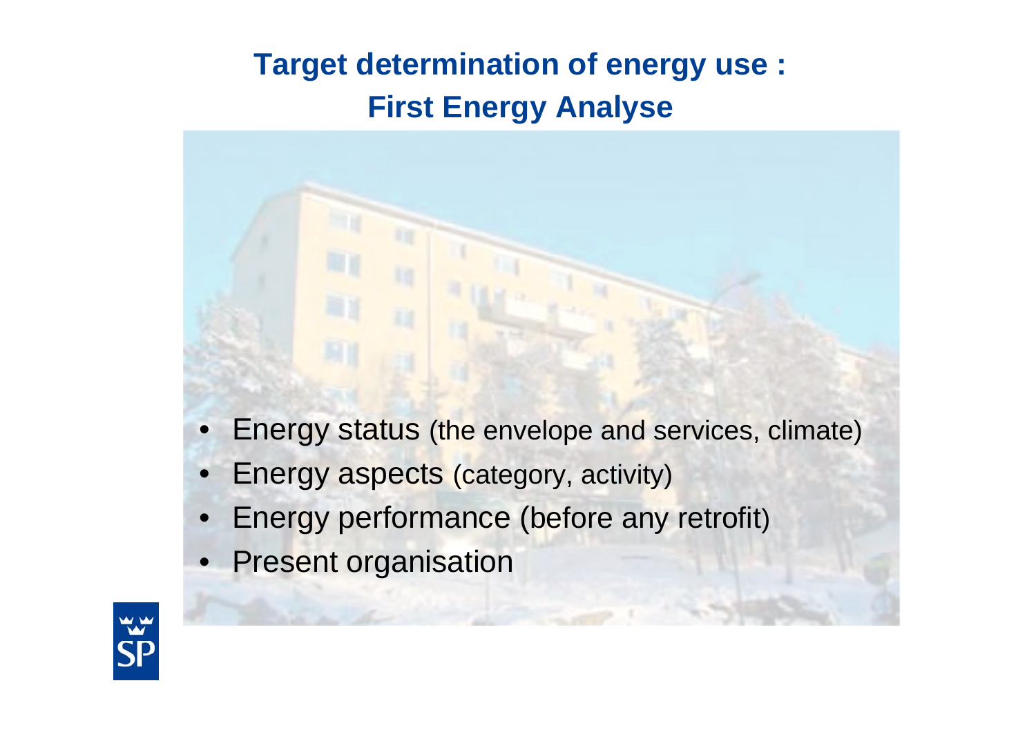# Target determination of energy use : First Energy Analyse

- Energy status (the envelope and services, climate)
- Energy aspects (category, activity)
- Energy performance (before any retrofit)
- Present organisation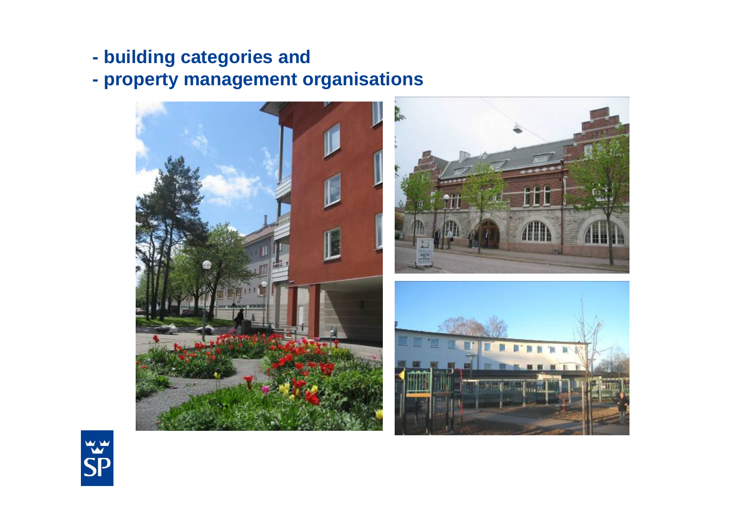- building categories and
- property management organisations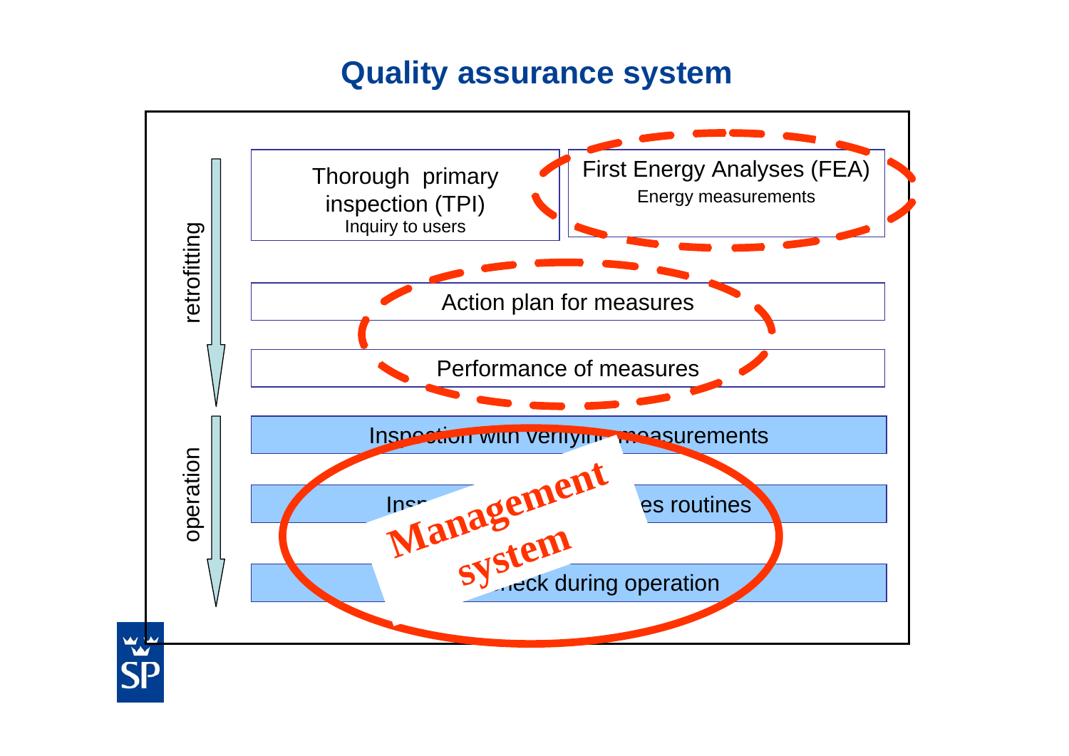# Quality assurance system

retrofitting

Thorough primary inspection (TPI)
Inquiry to users

First Energy Analyses (FEA)
Energy measurements

Action plan for measures

Performance of measures

operation

Inspection with verifying measurements

Insp... es routines

...check during operation

Management system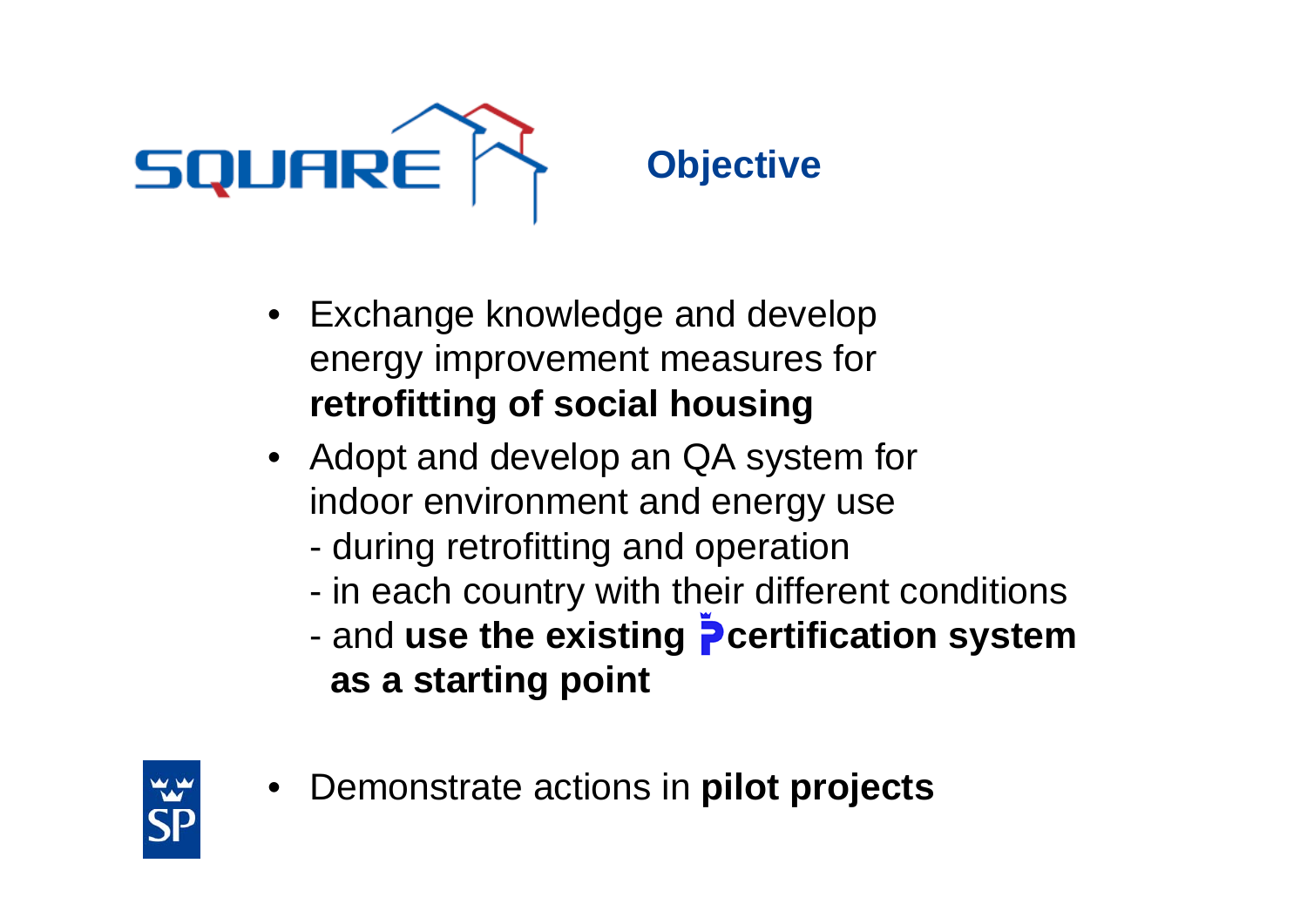## Objective

- Exchange knowledge and develop energy improvement measures for **retrofitting of social housing**
- Adopt and develop an QA system for indoor environment and energy use
  - during retrofitting and operation
  - in each country with their different conditions
  - and **use the existing P certification system as a starting point**
- Demonstrate actions in **pilot projects**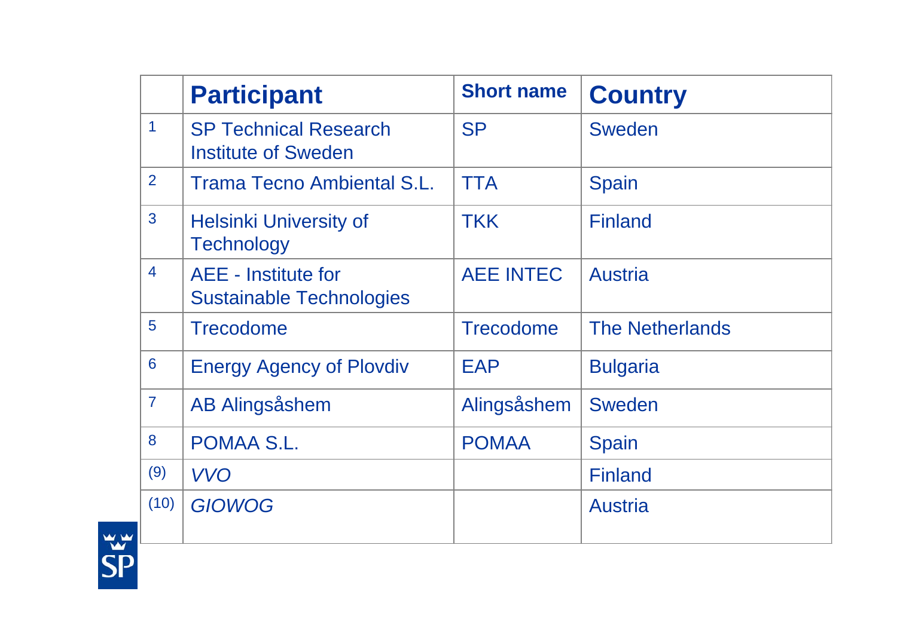| | Participant | Short name | Country |
|---|---|---|---|
| 1 | SP Technical Research Institute of Sweden | SP | Sweden |
| 2 | Trama Tecno Ambiental S.L. | TTA | Spain |
| 3 | Helsinki University of Technology | TKK | Finland |
| 4 | AEE - Institute for Sustainable Technologies | AEE INTEC | Austria |
| 5 | Trecodome | Trecodome | The Netherlands |
| 6 | Energy Agency of Plovdiv | EAP | Bulgaria |
| 7 | AB Alingsåshem | Alingsåshem | Sweden |
| 8 | POMAA S.L. | POMAA | Spain |
| (9) | *VVO* | | Finland |
| (10) | *GIOWOG* | | Austria |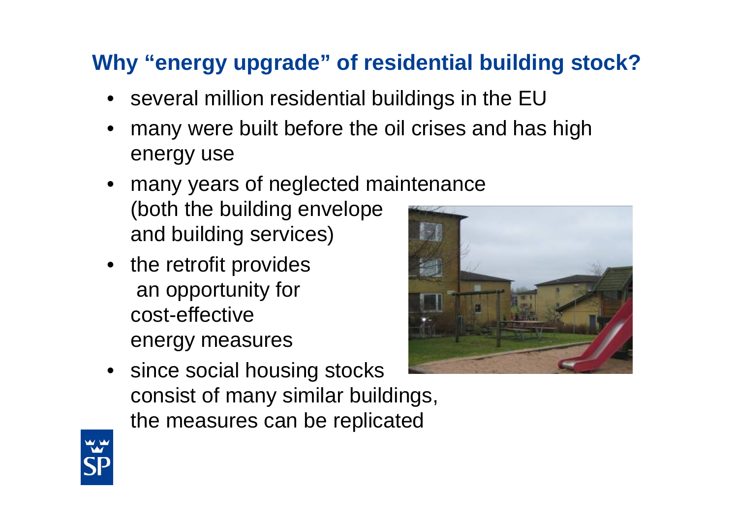## Why "energy upgrade" of residential building stock?

- several million residential buildings in the EU
- many were built before the oil crises and has high energy use
- many years of neglected maintenance (both the building envelope and building services)
- the retrofit provides an opportunity for cost-effective energy measures
- since social housing stocks consist of many similar buildings, the measures can be replicated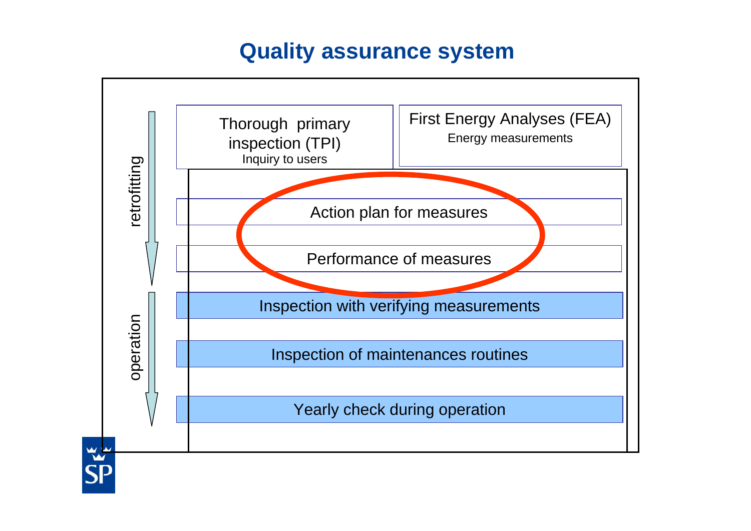# Quality assurance system

retrofitting

- Thorough primary inspection (TPI)
  Inquiry to users
- First Energy Analyses (FEA)
  Energy measurements
- Action plan for measures
- Performance of measures

operation

- Inspection with verifying measurements
- Inspection of maintenances routines
- Yearly check during operation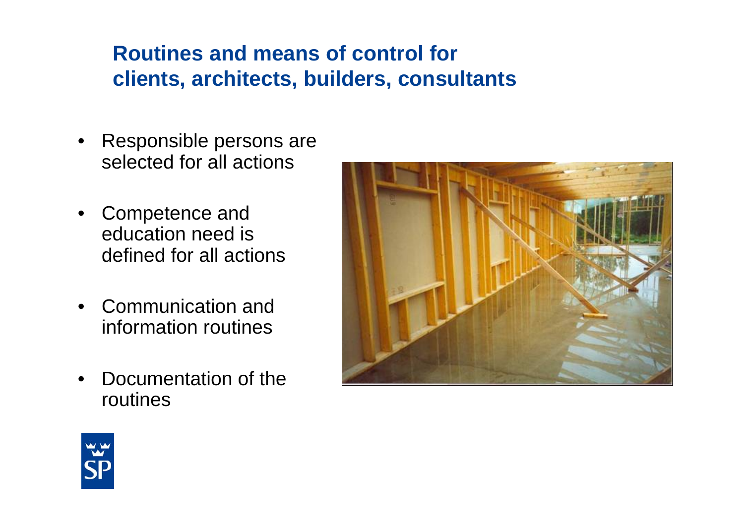## Routines and means of control for clients, architects, builders, consultants

- Responsible persons are selected for all actions
- Competence and education need is defined for all actions
- Communication and information routines
- Documentation of the routines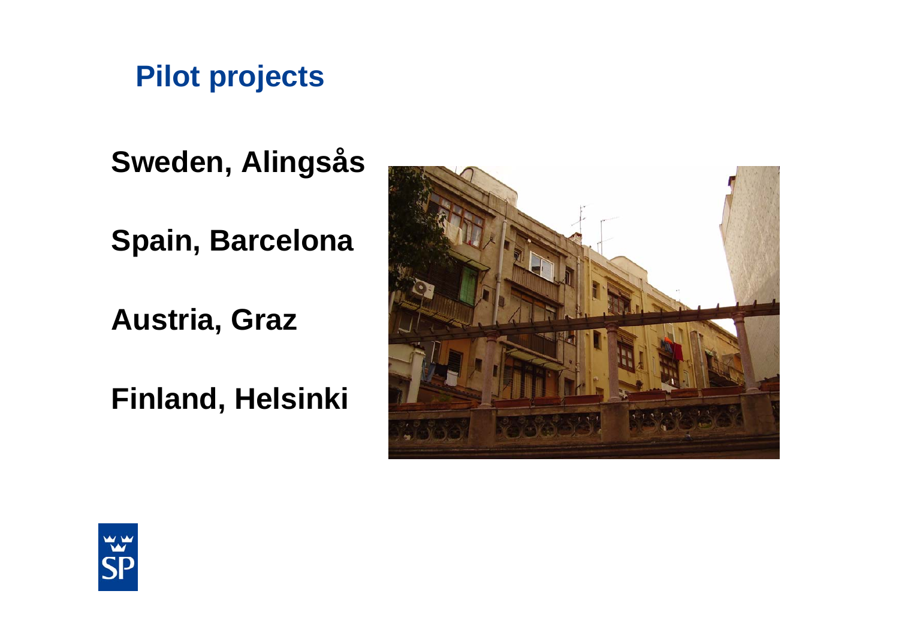## Pilot projects

**Sweden, Alingsås**

**Spain, Barcelona**

**Austria, Graz**

**Finland, Helsinki**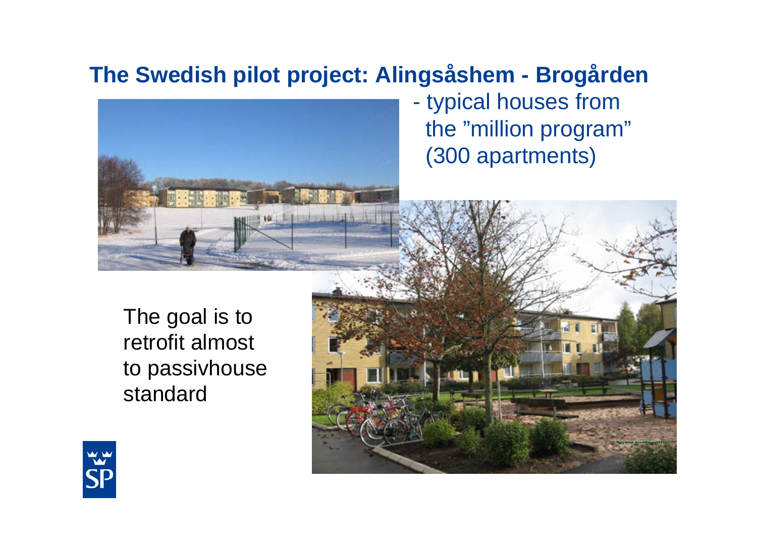## The Swedish pilot project: Alingsåshem - Brogården

- typical houses from the ”million program” (300 apartments)

The goal is to retrofit almost to passivhouse standard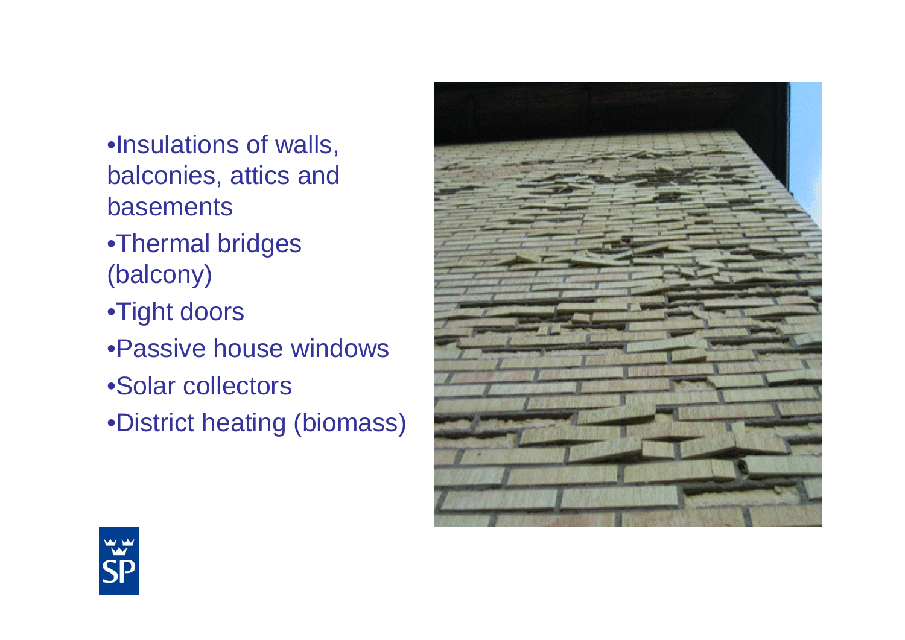- Insulations of walls, balconies, attics and basements
- Thermal bridges (balcony)
- Tight doors
- Passive house windows
- Solar collectors
- District heating (biomass)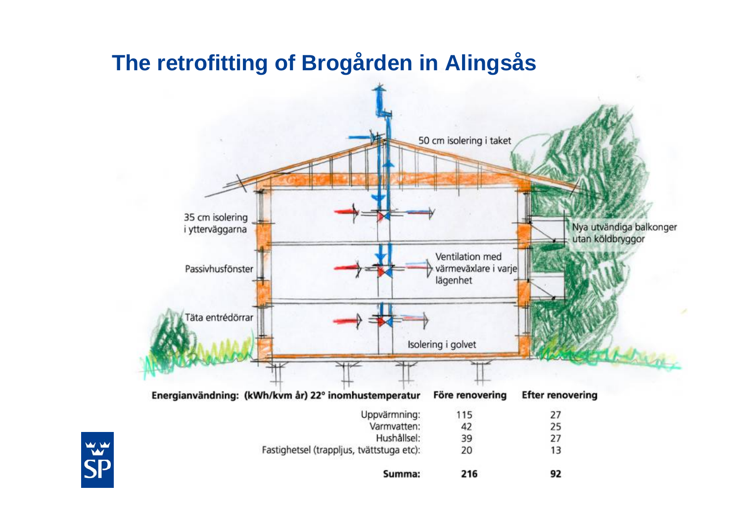# The retrofitting of Brogården in Alingsås

50 cm isolering i taket

35 cm isolering i ytterväggarna

Passivhusfönster

Täta entrédörrar

Nya utvändiga balkonger utan köldbryggor

Ventilation med värmeväxlare i varje lägenhet

Isolering i golvet

| Energianvändning: (kWh/kvm år) 22° inomhustemperatur | Före renovering | Efter renovering |
|---|---|---|
| Uppvärmning: | 115 | 27 |
| Varmvatten: | 42 | 25 |
| Hushållsel: | 39 | 27 |
| Fastighetsel (trappljus, tvättstuga etc): | 20 | 13 |
| **Summa:** | **216** | **92** |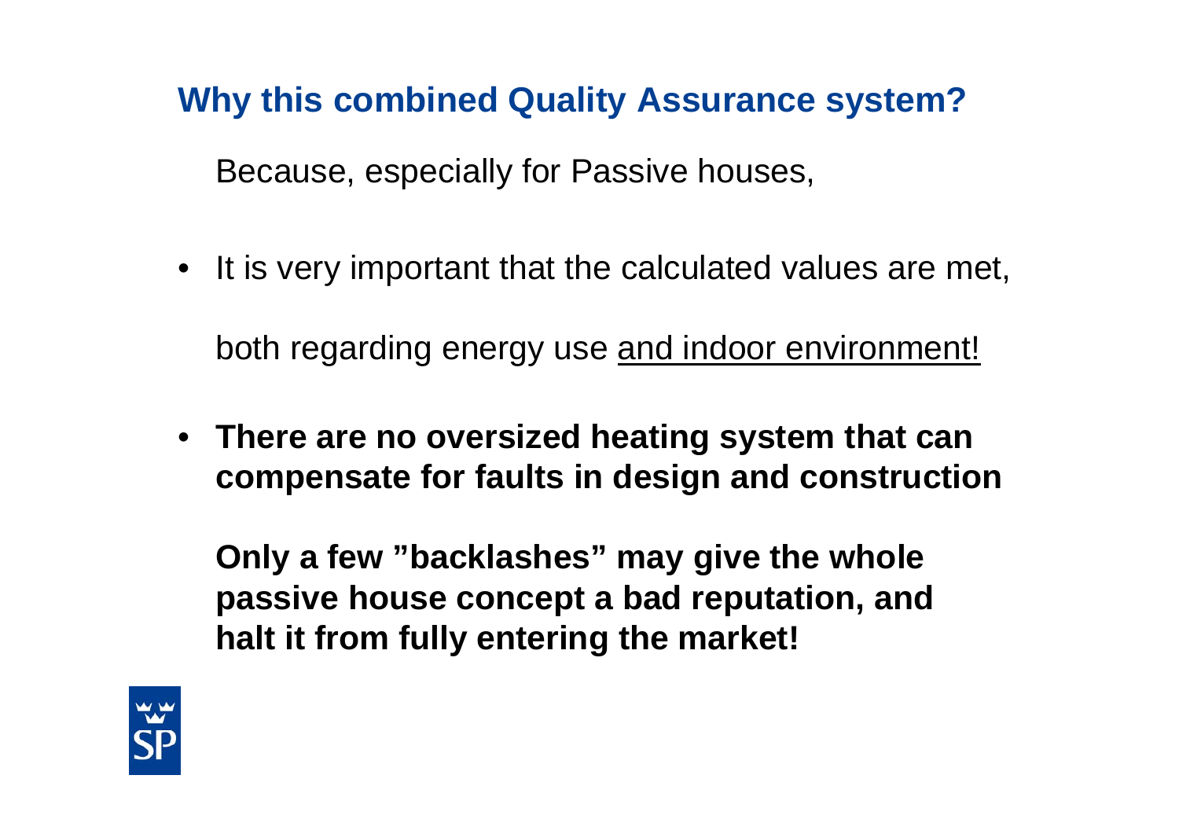## Why this combined Quality Assurance system?

Because, especially for Passive houses,

- It is very important that the calculated values are met,

  both regarding energy use <u>and indoor environment!</u>

- **There are no oversized heating system that can compensate for faults in design and construction**

  **Only a few ”backlashes” may give the whole passive house concept a bad reputation, and halt it from fully entering the market!**